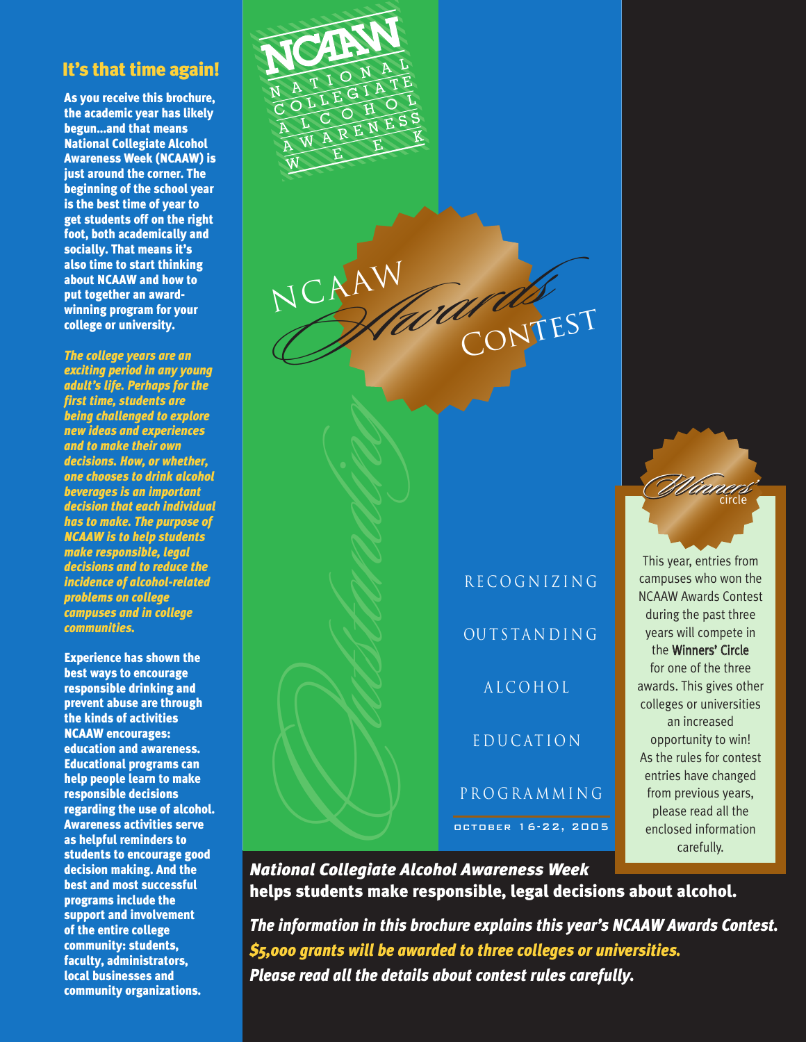# NCAAW Awards Contest

NCAAW — National Collegiate Alcohol Awareness Week

## It's that time again!

**As you receive this brochure, the academic year has likely begun...and that means National Collegiate Alcohol Awareness Week (NCAAW) is just around the corner. The beginning of the school year is the best time of year to get students off on the right foot, both academically and socially. That means it's also time to start thinking about NCAAW and how to put together an award-winning program for your college or university.**

***The college years are an exciting period in any young adult's life. Perhaps for the first time, students are being challenged to explore new ideas and experiences and to make their own decisions. How, or whether, one chooses to drink alcohol beverages is an important decision that each individual has to make. The purpose of NCAAW is to help students make responsible, legal decisions and to reduce the incidence of alcohol-related problems on college campuses and in college communities.***

**Experience has shown the best ways to encourage responsible drinking and prevent abuse are through the kinds of activities NCAAW encourages: education and awareness. Educational programs can help people learn to make responsible decisions regarding the use of alcohol. Awareness activities serve as helpful reminders to students to encourage good decision making. And the best and most successful programs include the support and involvement of the entire college community: students, faculty, administrators, local businesses and community organizations.**

Outstanding

RECOGNIZING OUTSTANDING ALCOHOL EDUCATION PROGRAMMING

OCTOBER 16-22, 2005

### Winners' circle

This year, entries from campuses who won the NCAAW Awards Contest during the past three years will compete in the **Winners' Circle** for one of the three awards. This gives other colleges or universities an increased opportunity to win! As the rules for contest entries have changed from previous years, please read all the enclosed information carefully.

***National Collegiate Alcohol Awareness Week*** **helps students make responsible, legal decisions about alcohol.**

***The information in this brochure explains this year's NCAAW Awards Contest.***

***$5,000 grants will be awarded to three colleges or universities.***

***Please read all the details about contest rules carefully.***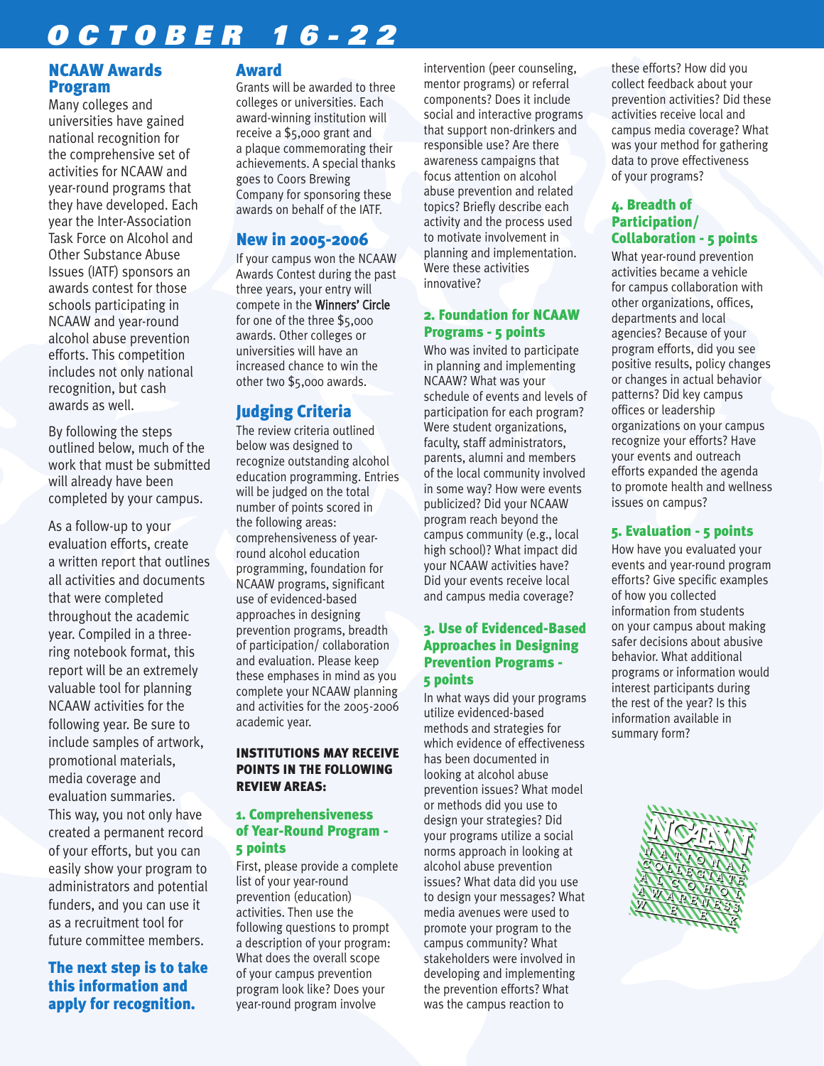# OCTOBER 16-22

## NCAAW Awards Program

Many colleges and universities have gained national recognition for the comprehensive set of activities for NCAAW and year-round programs that they have developed. Each year the Inter-Association Task Force on Alcohol and Other Substance Abuse Issues (IATF) sponsors an awards contest for those schools participating in NCAAW and year-round alcohol abuse prevention efforts. This competition includes not only national recognition, but cash awards as well.

By following the steps outlined below, much of the work that must be submitted will already have been completed by your campus.

As a follow-up to your evaluation efforts, create a written report that outlines all activities and documents that were completed throughout the academic year. Compiled in a three-ring notebook format, this report will be an extremely valuable tool for planning NCAAW activities for the following year. Be sure to include samples of artwork, promotional materials, media coverage and evaluation summaries. This way, you not only have created a permanent record of your efforts, but you can easily show your program to administrators and potential funders, and you can use it as a recruitment tool for future committee members.

**The next step is to take this information and apply for recognition.**

## Award

Grants will be awarded to three colleges or universities. Each award-winning institution will receive a $5,000 grant and a plaque commemorating their achievements. A special thanks goes to Coors Brewing Company for sponsoring these awards on behalf of the IATF.

## New in 2005-2006

If your campus won the NCAAW Awards Contest during the past three years, your entry will compete in the Winners' Circle for one of the three $5,000 awards. Other colleges or universities will have an increased chance to win the other two $5,000 awards.

## Judging Criteria

The review criteria outlined below was designed to recognize outstanding alcohol education programming. Entries will be judged on the total number of points scored in the following areas: comprehensiveness of year-round alcohol education programming, foundation for NCAAW programs, significant use of evidenced-based approaches in designing prevention programs, breadth of participation/ collaboration and evaluation. Please keep these emphases in mind as you complete your NCAAW planning and activities for the 2005-2006 academic year.

**INSTITUTIONS MAY RECEIVE POINTS IN THE FOLLOWING REVIEW AREAS:**

### 1. Comprehensiveness of Year-Round Program - 5 points

First, please provide a complete list of your year-round prevention (education) activities. Then use the following questions to prompt a description of your program: What does the overall scope of your campus prevention program look like? Does your year-round program involve intervention (peer counseling, mentor programs) or referral components? Does it include social and interactive programs that support non-drinkers and responsible use? Are there awareness campaigns that focus attention on alcohol abuse prevention and related topics? Briefly describe each activity and the process used to motivate involvement in planning and implementation. Were these activities innovative?

### 2. Foundation for NCAAW Programs - 5 points

Who was invited to participate in planning and implementing NCAAW? What was your schedule of events and levels of participation for each program? Were student organizations, faculty, staff administrators, parents, alumni and members of the local community involved in some way? How were events publicized? Did your NCAAW program reach beyond the campus community (e.g., local high school)? What impact did your NCAAW activities have? Did your events receive local and campus media coverage?

### 3. Use of Evidenced-Based Approaches in Designing Prevention Programs - 5 points

In what ways did your programs utilize evidenced-based methods and strategies for which evidence of effectiveness has been documented in looking at alcohol abuse prevention issues? What model or methods did you use to design your strategies? Did your programs utilize a social norms approach in looking at alcohol abuse prevention issues? What data did you use to design your messages? What media avenues were used to promote your program to the campus community? What stakeholders were involved in developing and implementing the prevention efforts? What was the campus reaction to these efforts? How did you collect feedback about your prevention activities? Did these activities receive local and campus media coverage? What was your method for gathering data to prove effectiveness of your programs?

### 4. Breadth of Participation/ Collaboration - 5 points

What year-round prevention activities became a vehicle for campus collaboration with other organizations, offices, departments and local agencies? Because of your program efforts, did you see positive results, policy changes or changes in actual behavior patterns? Did key campus offices or leadership organizations on your campus recognize your efforts? Have your events and outreach efforts expanded the agenda to promote health and wellness issues on campus?

### 5. Evaluation - 5 points

How have you evaluated your events and year-round program efforts? Give specific examples of how you collected information from students on your campus about making safer decisions about abusive behavior. What additional programs or information would interest participants during the rest of the year? Is this information available in summary form?

NCAAW
NATIONAL COLLEGIATE ALCOHOL AWARENESS WEEK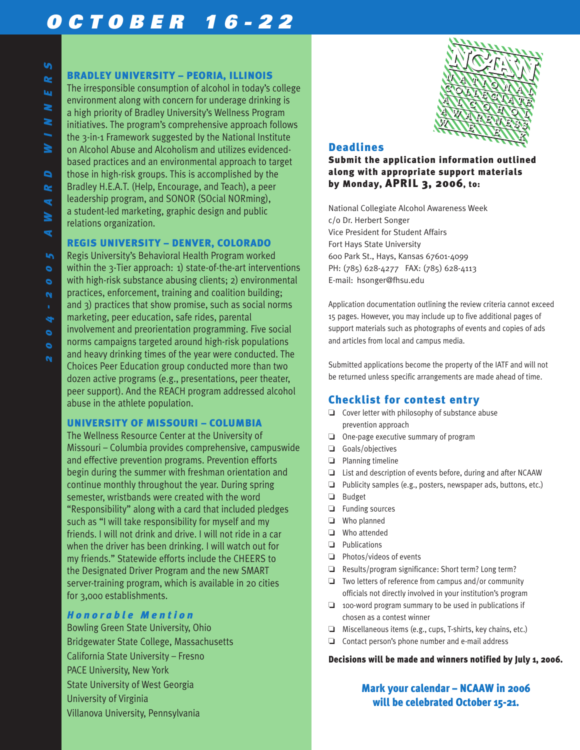# OCTOBER 16-22

## 2004-2005 AWARD WINNERS

### BRADLEY UNIVERSITY – PEORIA, ILLINOIS

The irresponsible consumption of alcohol in today's college environment along with concern for underage drinking is a high priority of Bradley University's Wellness Program initiatives. The program's comprehensive approach follows the 3-in-1 Framework suggested by the National Institute on Alcohol Abuse and Alcoholism and utilizes evidenced-based practices and an environmental approach to target those in high-risk groups. This is accomplished by the Bradley H.E.A.T. (Help, Encourage, and Teach), a peer leadership program, and SONOR (SOcial NORming), a student-led marketing, graphic design and public relations organization.

### REGIS UNIVERSITY – DENVER, COLORADO

Regis University's Behavioral Health Program worked within the 3-Tier approach: 1) state-of-the-art interventions with high-risk substance abusing clients; 2) environmental practices, enforcement, training and coalition building; and 3) practices that show promise, such as social norms marketing, peer education, safe rides, parental involvement and preorientation programming. Five social norms campaigns targeted around high-risk populations and heavy drinking times of the year were conducted. The Choices Peer Education group conducted more than two dozen active programs (e.g., presentations, peer theater, peer support). And the REACH program addressed alcohol abuse in the athlete population.

### UNIVERSITY OF MISSOURI – COLUMBIA

The Wellness Resource Center at the University of Missouri – Columbia provides comprehensive, campuswide and effective prevention programs. Prevention efforts begin during the summer with freshman orientation and continue monthly throughout the year. During spring semester, wristbands were created with the word "Responsibility" along with a card that included pledges such as "I will take responsibility for myself and my friends. I will not drink and drive. I will not ride in a car when the driver has been drinking. I will watch out for my friends." Statewide efforts include the CHEERS to the Designated Driver Program and the new SMART server-training program, which is available in 20 cities for 3,000 establishments.

### *Honorable Mention*

Bowling Green State University, Ohio
Bridgewater State College, Massachusetts
California State University – Fresno
PACE University, New York
State University of West Georgia
University of Virginia
Villanova University, Pennsylvania

NCAAW
NATIONAL COLLEGIATE ALCOHOL AWARENESS WEEK

## Deadlines

**Submit the application information outlined along with appropriate support materials by Monday, APRIL 3, 2006, to:**

National Collegiate Alcohol Awareness Week
c/o Dr. Herbert Songer
Vice President for Student Affairs
Fort Hays State University
600 Park St., Hays, Kansas 67601-4099
PH: (785) 628-4277 FAX: (785) 628-4113
E-mail: hsonger@fhsu.edu

Application documentation outlining the review criteria cannot exceed 15 pages. However, you may include up to five additional pages of support materials such as photographs of events and copies of ads and articles from local and campus media.

Submitted applications become the property of the IATF and will not be returned unless specific arrangements are made ahead of time.

## Checklist for contest entry

- ❏ Cover letter with philosophy of substance abuse prevention approach
- ❏ One-page executive summary of program
- ❏ Goals/objectives
- ❏ Planning timeline
- ❏ List and description of events before, during and after NCAAW
- ❏ Publicity samples (e.g., posters, newspaper ads, buttons, etc.)
- ❏ Budget
- ❏ Funding sources
- ❏ Who planned
- ❏ Who attended
- ❏ Publications
- ❏ Photos/videos of events
- ❏ Results/program significance: Short term? Long term?
- ❏ Two letters of reference from campus and/or community officials not directly involved in your institution's program
- ❏ 100-word program summary to be used in publications if chosen as a contest winner
- ❏ Miscellaneous items (e.g., cups, T-shirts, key chains, etc.)
- ❏ Contact person's phone number and e-mail address

**Decisions will be made and winners notified by July 1, 2006.**

**Mark your calendar – NCAAW in 2006 will be celebrated October 15-21.**